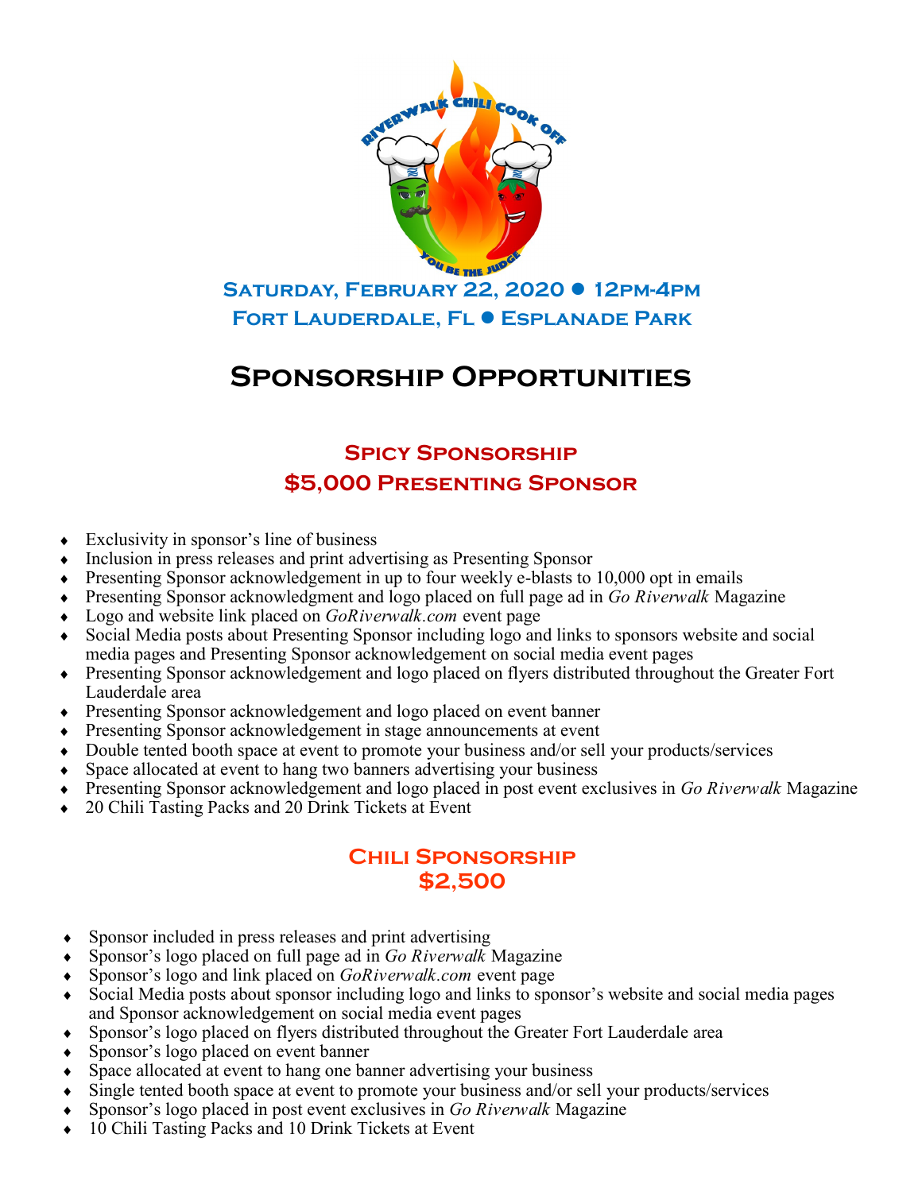**Saturday, February 22, 2020 ● 12pm-4pm**
**Fort Lauderdale, Fl ● Esplanade Park**

# Sponsorship Opportunities

## Spicy Sponsorship
## $5,000 Presenting Sponsor

- Exclusivity in sponsor's line of business
- Inclusion in press releases and print advertising as Presenting Sponsor
- Presenting Sponsor acknowledgement in up to four weekly e-blasts to 10,000 opt in emails
- Presenting Sponsor acknowledgment and logo placed on full page ad in *Go Riverwalk* Magazine
- Logo and website link placed on *GoRiverwalk.com* event page
- Social Media posts about Presenting Sponsor including logo and links to sponsors website and social media pages and Presenting Sponsor acknowledgement on social media event pages
- Presenting Sponsor acknowledgement and logo placed on flyers distributed throughout the Greater Fort Lauderdale area
- Presenting Sponsor acknowledgement and logo placed on event banner
- Presenting Sponsor acknowledgement in stage announcements at event
- Double tented booth space at event to promote your business and/or sell your products/services
- Space allocated at event to hang two banners advertising your business
- Presenting Sponsor acknowledgement and logo placed in post event exclusives in *Go Riverwalk* Magazine
- 20 Chili Tasting Packs and 20 Drink Tickets at Event

## Chili Sponsorship
## $2,500

- Sponsor included in press releases and print advertising
- Sponsor's logo placed on full page ad in *Go Riverwalk* Magazine
- Sponsor's logo and link placed on *GoRiverwalk.com* event page
- Social Media posts about sponsor including logo and links to sponsor's website and social media pages and Sponsor acknowledgement on social media event pages
- Sponsor's logo placed on flyers distributed throughout the Greater Fort Lauderdale area
- Sponsor's logo placed on event banner
- Space allocated at event to hang one banner advertising your business
- Single tented booth space at event to promote your business and/or sell your products/services
- Sponsor's logo placed in post event exclusives in *Go Riverwalk* Magazine
- 10 Chili Tasting Packs and 10 Drink Tickets at Event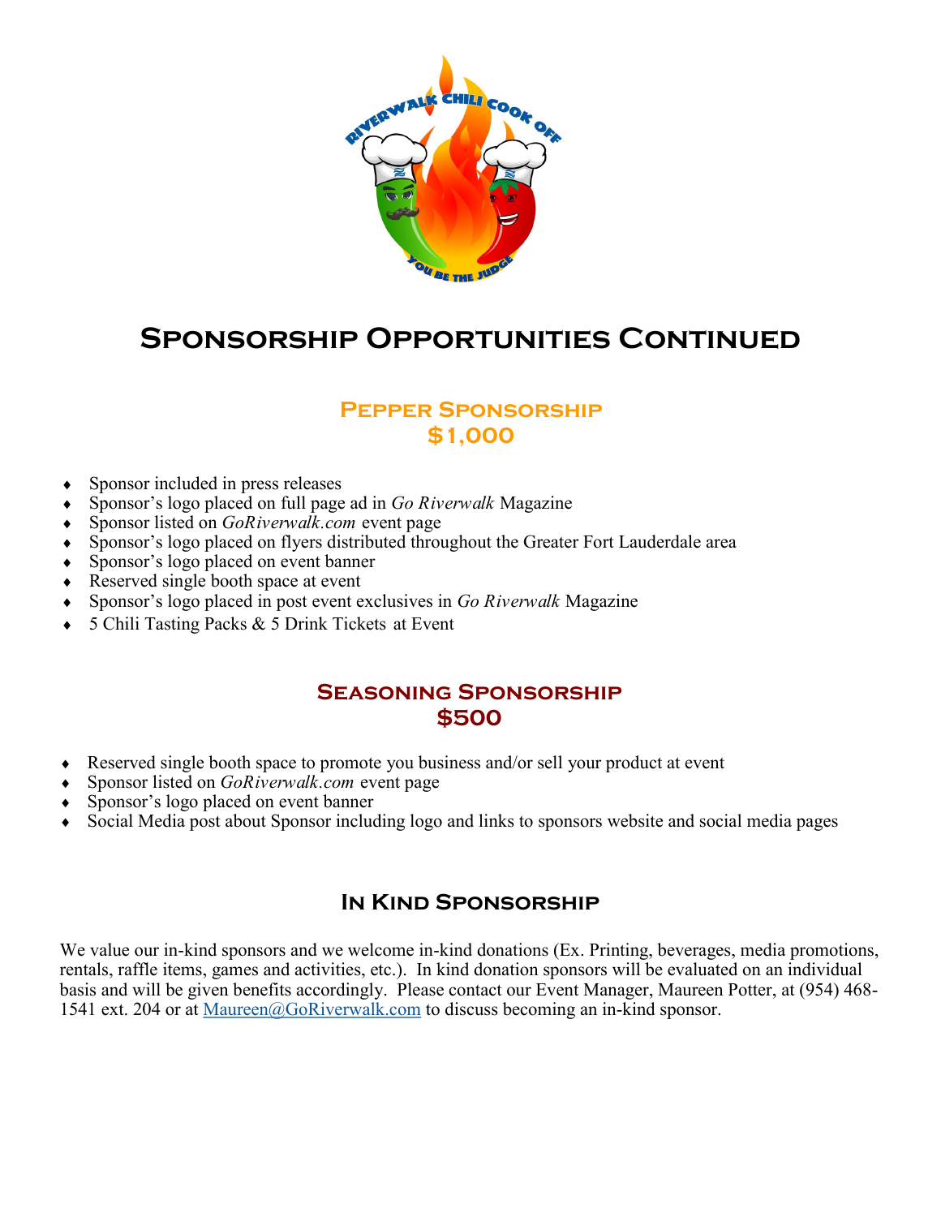# Sponsorship Opportunities Continued

## Pepper Sponsorship
## $1,000

- Sponsor included in press releases
- Sponsor's logo placed on full page ad in *Go Riverwalk* Magazine
- Sponsor listed on *GoRiverwalk.com* event page
- Sponsor's logo placed on flyers distributed throughout the Greater Fort Lauderdale area
- Sponsor's logo placed on event banner
- Reserved single booth space at event
- Sponsor's logo placed in post event exclusives in *Go Riverwalk* Magazine
- 5 Chili Tasting Packs & 5 Drink Tickets at Event

## Seasoning Sponsorship
## $500

- Reserved single booth space to promote you business and/or sell your product at event
- Sponsor listed on *GoRiverwalk.com* event page
- Sponsor's logo placed on event banner
- Social Media post about Sponsor including logo and links to sponsors website and social media pages

## In Kind Sponsorship

We value our in-kind sponsors and we welcome in-kind donations (Ex. Printing, beverages, media promotions, rentals, raffle items, games and activities, etc.). In kind donation sponsors will be evaluated on an individual basis and will be given benefits accordingly. Please contact our Event Manager, Maureen Potter, at (954) 468-1541 ext. 204 or at Maureen@GoRiverwalk.com to discuss becoming an in-kind sponsor.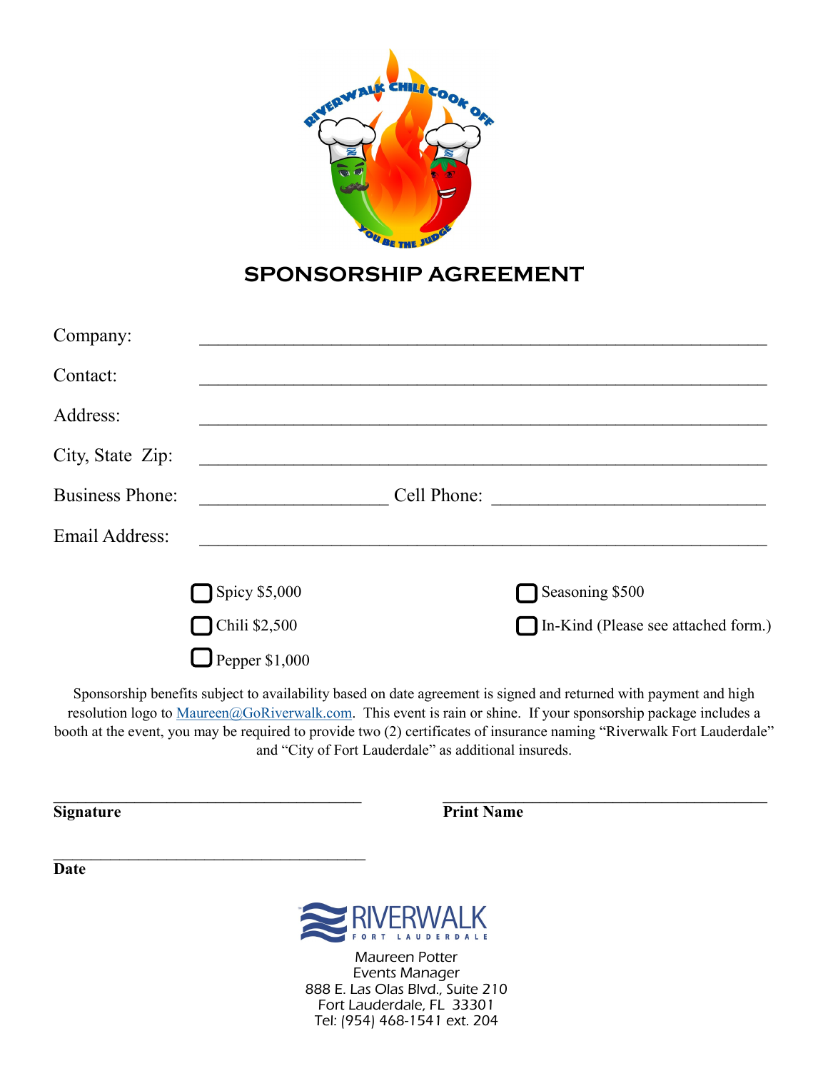# SPONSORSHIP AGREEMENT

Company: ____________________________________________________________

Contact: ____________________________________________________________

Address: ____________________________________________________________

City, State Zip: ____________________________________________________________

Business Phone: ____________________ Cell Phone: ______________________________

Email Address: ____________________________________________________________

- ☐ Spicy $5,000
- ☐ Chili $2,500
- ☐ Pepper $1,000
- ☐ Seasoning $500
- ☐ In-Kind (Please see attached form.)

Sponsorship benefits subject to availability based on date agreement is signed and returned with payment and high resolution logo to Maureen@GoRiverwalk.com. This event is rain or shine. If your sponsorship package includes a booth at the event, you may be required to provide two (2) certificates of insurance naming "Riverwalk Fort Lauderdale" and "City of Fort Lauderdale" as additional insureds.

____________________________________ ____________________________________

**Signature** **Print Name**

____________________________________

**Date**

RIVERWALK
FORT LAUDERDALE

Maureen Potter
Events Manager
888 E. Las Olas Blvd., Suite 210
Fort Lauderdale, FL 33301
Tel: (954) 468-1541 ext. 204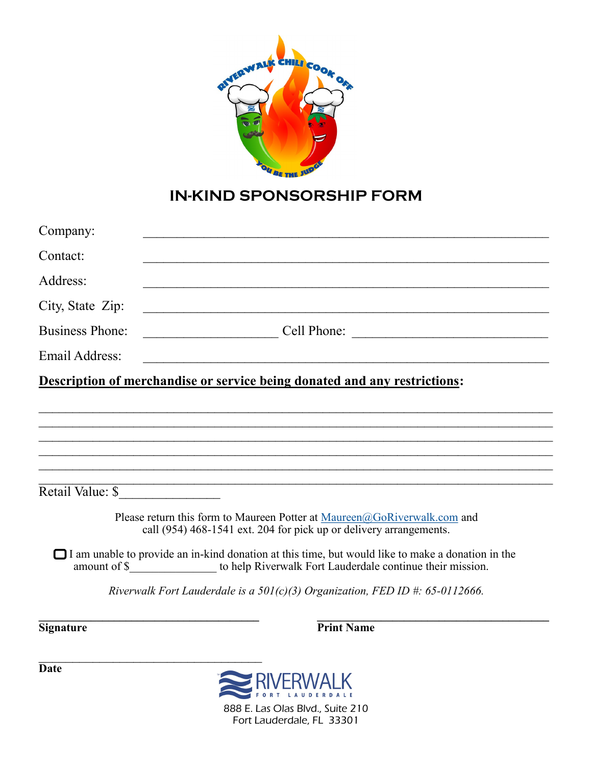RIVERWALK CHILI COOK OFF

YOU BE THE JUDGE

# IN-KIND SPONSORSHIP FORM

Company: ____________________________________________________________

Contact: ____________________________________________________________

Address: ____________________________________________________________

City, State Zip: ____________________________________________________________

Business Phone: ____________________ Cell Phone: ______________________________

Email Address: ____________________________________________________________

**Description of merchandise or service being donated and any restrictions:**

______________________________________________________________________________
______________________________________________________________________________
______________________________________________________________________________
______________________________________________________________________________
______________________________________________________________________________
______________________________________________________________________________

Retail Value: $_______________

Please return this form to Maureen Potter at Maureen@GoRiverwalk.com and call (954) 468-1541 ext. 204 for pick up or delivery arrangements.

☐ I am unable to provide an in-kind donation at this time, but would like to make a donation in the amount of $_______________ to help Riverwalk Fort Lauderdale continue their mission.

*Riverwalk Fort Lauderdale is a 501(c)(3) Organization, FED ID #: 65-0112666.*

__________________________________ __________________________________

**Signature** **Print Name**

__________________________________

**Date**

RIVERWALK FORT LAUDERDALE

888 E. Las Olas Blvd., Suite 210
Fort Lauderdale, FL 33301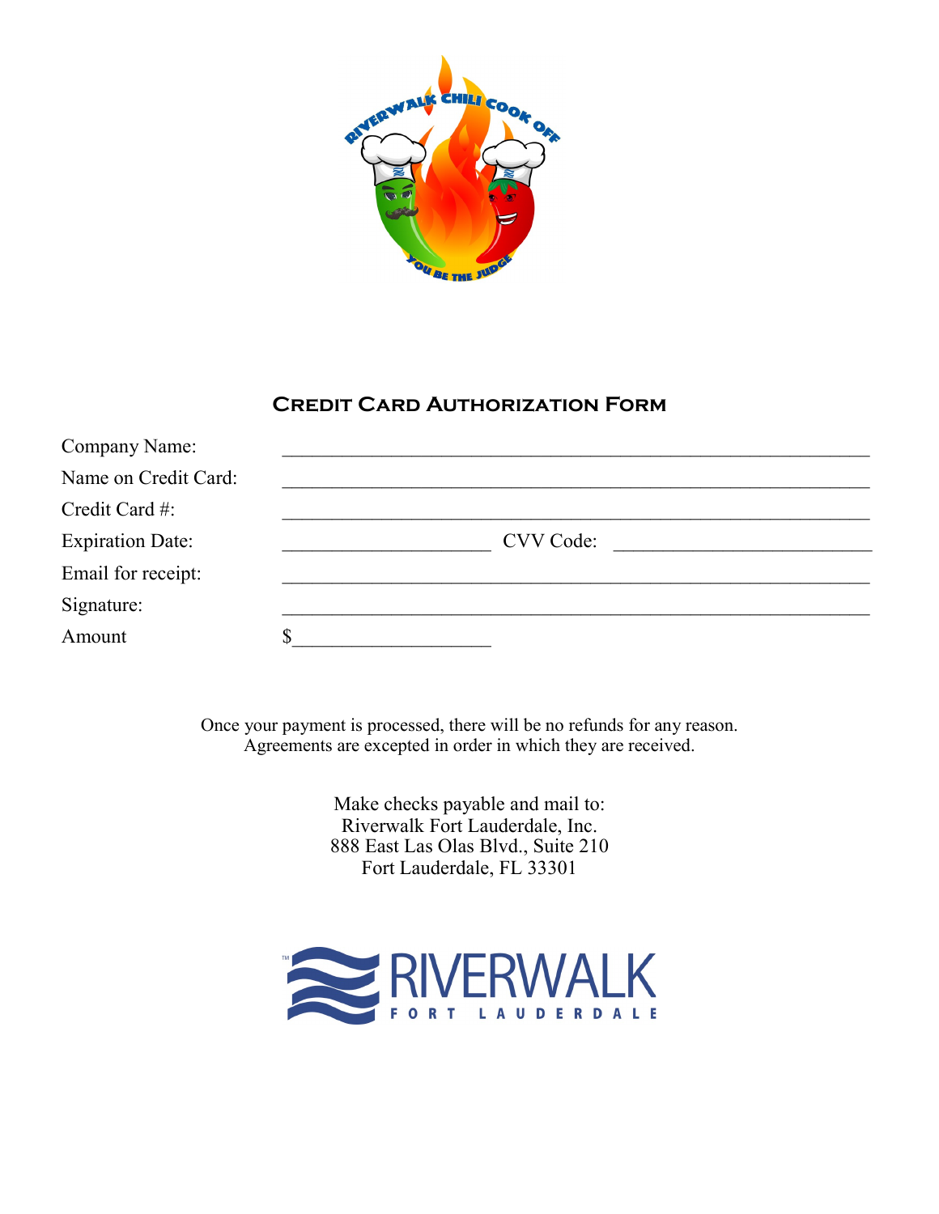## Credit Card Authorization Form

Company Name: ____________________________________________________________

Name on Credit Card: ____________________________________________________________

Credit Card #: ____________________________________________________________

Expiration Date: ______________________ CVV Code: ___________________________

Email for receipt: ____________________________________________________________

Signature: ____________________________________________________________

Amount $____________________

Once your payment is processed, there will be no refunds for any reason.
Agreements are excepted in order in which they are received.

Make checks payable and mail to:
Riverwalk Fort Lauderdale, Inc.
888 East Las Olas Blvd., Suite 210
Fort Lauderdale, FL 33301